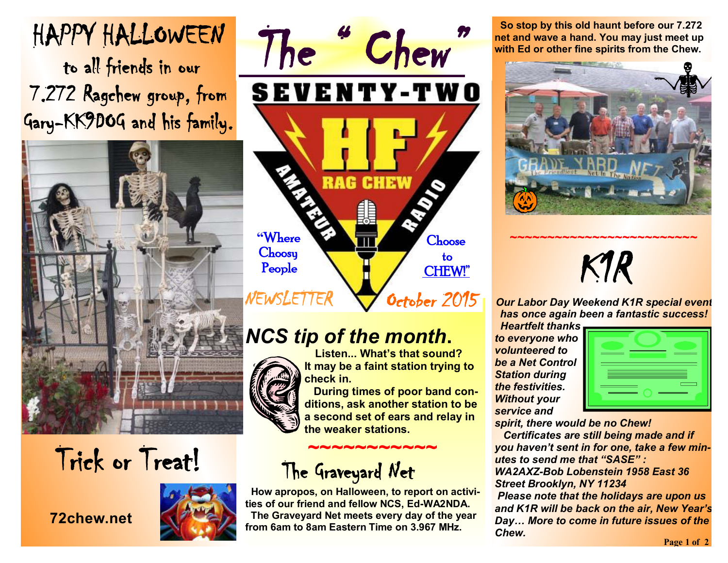# The "Chew"

SEVENTY-TWO

HF RAG CHEW AMATEUR RADIO

"Where Choosy People Choose to CHEW!"

NEWSLETTER October 2015

HAPPY HALLOWEEN to all friends in our 7.272 Ragchew group, from Gary-KK9DOG and his family.

Trick or Treat!

**72chew.net**

## *NCS tip of the month.*

**Listen... What's that sound? It may be a faint station trying to check in.**

**During times of poor band conditions, ask another station to be a second set of ears and relay in the weaker stations.**

~~~~~~~~~~~

## The Graveyard Net

**How apropos, on Halloween, to report on activities of our friend and fellow NCS, Ed-WA2NDA.**

**The Graveyard Net meets every day of the year from 6am to 8am Eastern Time on 3.967 MHz.**

**So stop by this old haunt before our 7.272 net and wave a hand. You may just meet up with Ed or other fine spirits from the Chew.**

~~~~~~~~~~~~~~~~~~~~~~~~~~

## K1R

***Our Labor Day Weekend K1R special event has once again been a fantastic success!***

***Heartfelt thanks to everyone who volunteered to be a Net Control Station during the festivities. Without your service and spirit, there would be no Chew!***

***Certificates are still being made and if you haven't sent in for one, take a few minutes to send me that "SASE" : WA2AXZ-Bob Lobenstein 1958 East 36 Street Brooklyn, NY 11234***

***Please note that the holidays are upon us and K1R will be back on the air, New Year's Day… More to come in future issues of the Chew.***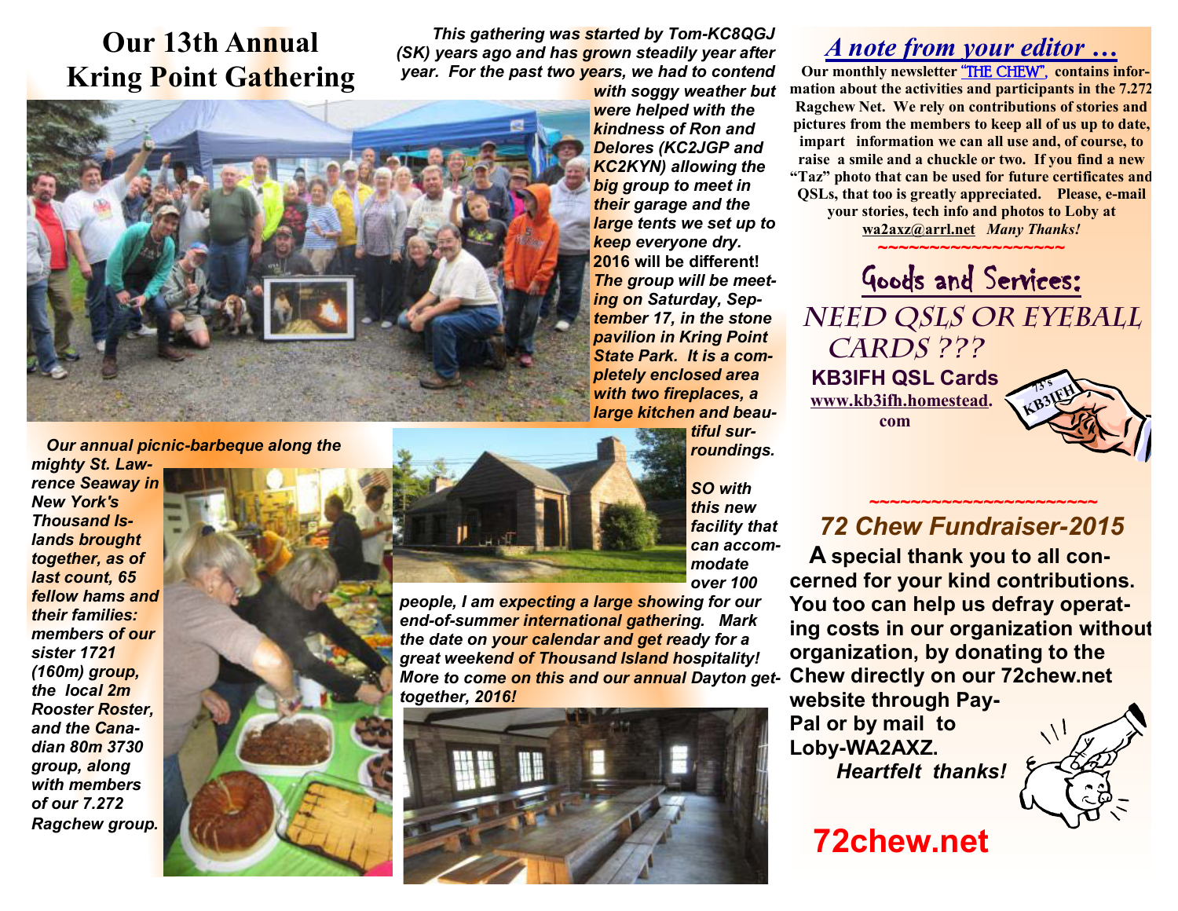# Our 13th Annual Kring Point Gathering

*This gathering was started by Tom-KC8QGJ (SK) years ago and has grown steadily year after year. For the past two years, we had to contend with soggy weather but were helped with the kindness of Ron and Delores (KC2JGP and KC2KYN) allowing the big group to meet in their garage and the large tents we set up to keep everyone dry.* **2016** *will be different! The group will be meeting on Saturday, September 17, in the stone pavilion in Kring Point State Park. It is a completely enclosed area with two fireplaces, a large kitchen and beautiful surroundings.*

*SO with this new facility that can accommodate over 100 people, I am expecting a large showing for our end-of-summer international gathering. Mark the date on your calendar and get ready for a great weekend of Thousand Island hospitality! More to come on this and our annual Dayton get-together, 2016!*

***Our annual picnic-barbeque along the mighty St. Lawrence Seaway in New York's Thousand Islands brought together, as of last count, 65 fellow hams and their families: members of our sister 1721 (160m) group, the local 2m Rooster Roster, and the Canadian 80m 3730 group, along with members of our 7.272 Ragchew group.***

## *A note from your editor …*

**Our monthly newsletter "THE CHEW", contains information about the activities and participants in the 7.272 Ragchew Net. We rely on contributions of stories and pictures from the members to keep all of us up to date, impart information we can all use and, of course, to raise a smile and a chuckle or two. If you find a new "Taz" photo that can be used for future certificates and QSLs, that too is greatly appreciated. Please, e-mail your stories, tech info and photos to Loby at wa2axz@arrl.net** ***Many Thanks!***

~~~~~~~~~~~~~~~~~~

## Goods and Services:

**NEED QSLS OR EYEBALL CARDS ???**

**KB3IFH QSL Cards**
**www.kb3ifh.homestead.com**

~~~~~~~~~~~~~~~~~~~~~~

## *72 Chew Fundraiser-2015*

**A special thank you to all concerned for your kind contributions. You too can help us defray operating costs in our organization without organization, by donating to the Chew directly on our 72chew.net website through PayPal or by mail to Loby-WA2AXZ.**

***Heartfelt thanks!***

**72chew.net**